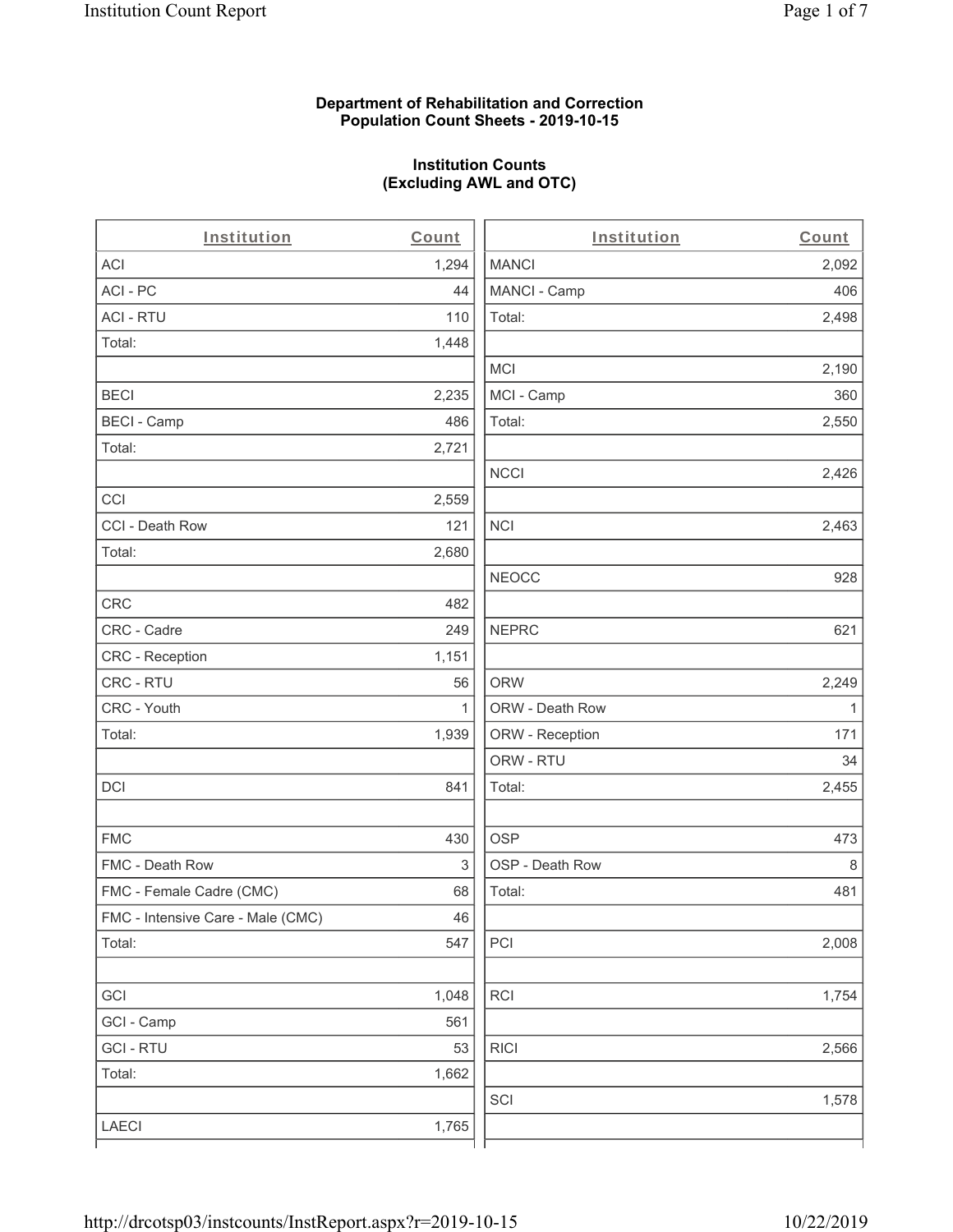**Department of Rehabilitation and Correction**
**Population Count Sheets - 2019-10-15**

**Institution Counts**
**(Excluding AWL and OTC)**

| Institution | Count |
|---|---|
| ACI | 1,294 |
| ACI - PC | 44 |
| ACI - RTU | 110 |
| Total: | 1,448 |
| | |
| BECI | 2,235 |
| BECI - Camp | 486 |
| Total: | 2,721 |
| | |
| CCI | 2,559 |
| CCI - Death Row | 121 |
| Total: | 2,680 |
| | |
| CRC | 482 |
| CRC - Cadre | 249 |
| CRC - Reception | 1,151 |
| CRC - RTU | 56 |
| CRC - Youth | 1 |
| Total: | 1,939 |
| | |
| DCI | 841 |
| | |
| FMC | 430 |
| FMC - Death Row | 3 |
| FMC - Female Cadre (CMC) | 68 |
| FMC - Intensive Care - Male (CMC) | 46 |
| Total: | 547 |
| | |
| GCI | 1,048 |
| GCI - Camp | 561 |
| GCI - RTU | 53 |
| Total: | 1,662 |
| | |
| LAECI | 1,765 |

| Institution | Count |
|---|---|
| MANCI | 2,092 |
| MANCI - Camp | 406 |
| Total: | 2,498 |
| | |
| MCI | 2,190 |
| MCI - Camp | 360 |
| Total: | 2,550 |
| | |
| NCCI | 2,426 |
| | |
| NCI | 2,463 |
| | |
| NEOCC | 928 |
| | |
| NEPRC | 621 |
| | |
| ORW | 2,249 |
| ORW - Death Row | 1 |
| ORW - Reception | 171 |
| ORW - RTU | 34 |
| Total: | 2,455 |
| | |
| OSP | 473 |
| OSP - Death Row | 8 |
| Total: | 481 |
| | |
| PCI | 2,008 |
| | |
| RCI | 1,754 |
| | |
| RICI | 2,566 |
| | |
| SCI | 1,578 |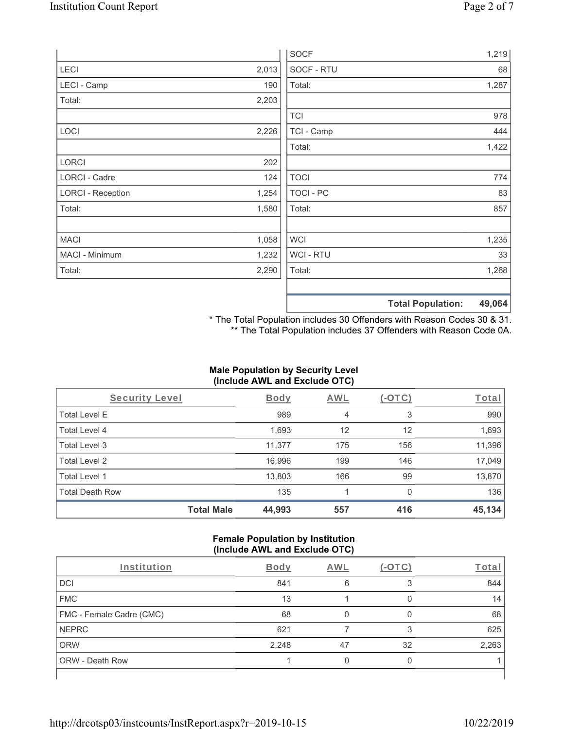| | |
|---|---|
| LECI | 2,013 |
| LECI - Camp | 190 |
| Total: | 2,203 |
| | |
| LOCI | 2,226 |
| | |
| LORCI | 202 |
| LORCI - Cadre | 124 |
| LORCI - Reception | 1,254 |
| Total: | 1,580 |
| | |
| MACI | 1,058 |
| MACI - Minimum | 1,232 |
| Total: | 2,290 |

| | |
|---|---|
| SOCF | 1,219 |
| SOCF - RTU | 68 |
| Total: | 1,287 |
| | |
| TCI | 978 |
| TCI - Camp | 444 |
| Total: | 1,422 |
| | |
| TOCI | 774 |
| TOCI - PC | 83 |
| Total: | 857 |
| | |
| WCI | 1,235 |
| WCI - RTU | 33 |
| Total: | 1,268 |
| | |
| **Total Population:** | **49,064** |

\* The Total Population includes 30 Offenders with Reason Codes 30 & 31.
\*\* The Total Population includes 37 Offenders with Reason Code 0A.

### Male Population by Security Level (Include AWL and Exclude OTC)

| Security Level | Body | AWL | (-OTC) | Total |
|---|---|---|---|---|
| Total Level E | 989 | 4 | 3 | 990 |
| Total Level 4 | 1,693 | 12 | 12 | 1,693 |
| Total Level 3 | 11,377 | 175 | 156 | 11,396 |
| Total Level 2 | 16,996 | 199 | 146 | 17,049 |
| Total Level 1 | 13,803 | 166 | 99 | 13,870 |
| Total Death Row | 135 | 1 | 0 | 136 |
| **Total Male** | **44,993** | **557** | **416** | **45,134** |

### Female Population by Institution (Include AWL and Exclude OTC)

| Institution | Body | AWL | (-OTC) | Total |
|---|---|---|---|---|
| DCI | 841 | 6 | 3 | 844 |
| FMC | 13 | 1 | 0 | 14 |
| FMC - Female Cadre (CMC) | 68 | 0 | 0 | 68 |
| NEPRC | 621 | 7 | 3 | 625 |
| ORW | 2,248 | 47 | 32 | 2,263 |
| ORW - Death Row | 1 | 0 | 0 | 1 |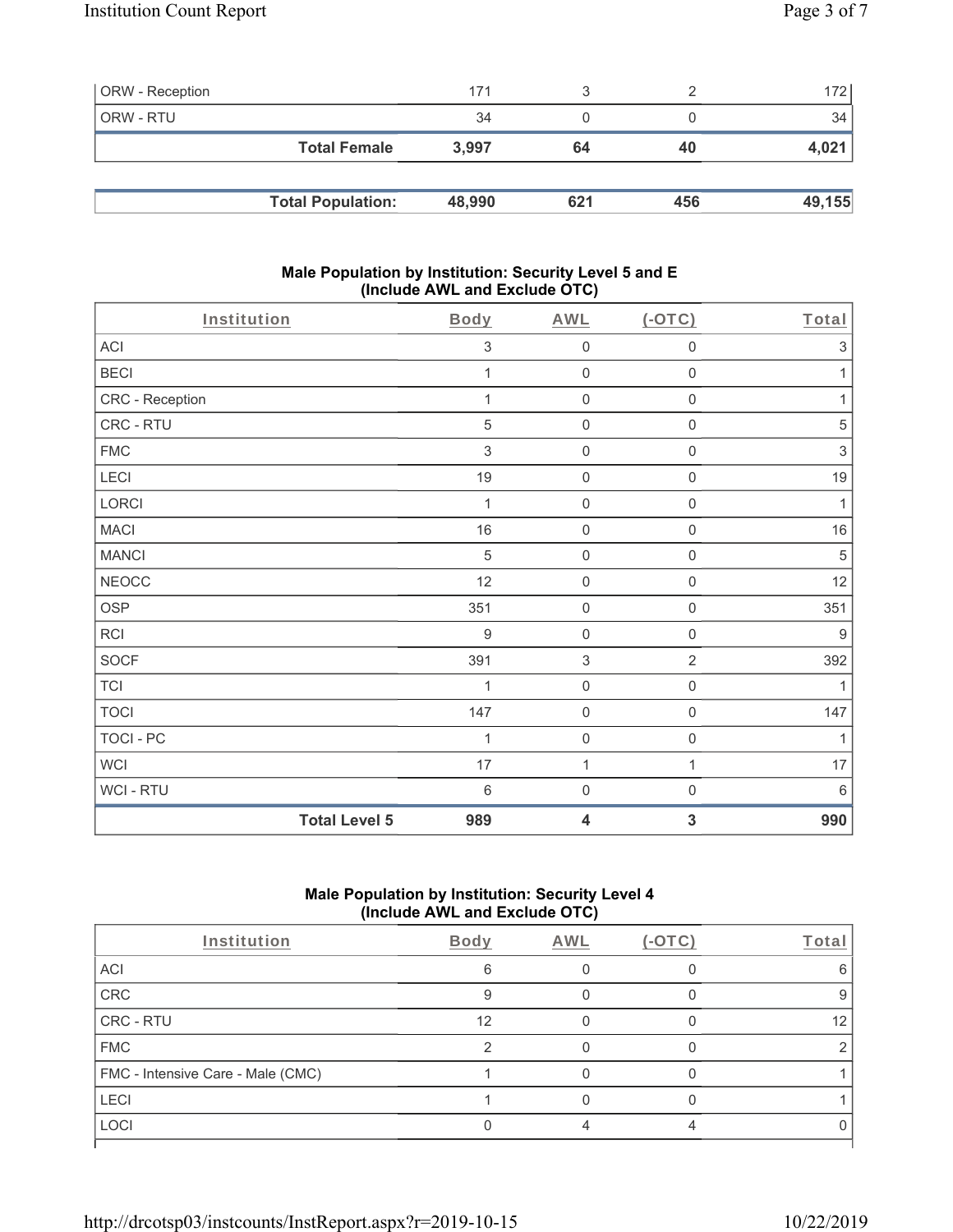| ORW - Reception | 171 | 3 | 2 | 172 |
|---|---|---|---|---|
| ORW - RTU | 34 | 0 | 0 | 34 |
| **Total Female** | **3,997** | **64** | **40** | **4,021** |

| **Total Population:** | **48,990** | **621** | **456** | **49,155** |
|---|---|---|---|---|

### Male Population by Institution: Security Level 5 and E (Include AWL and Exclude OTC)

| Institution | Body | AWL | (-OTC) | Total |
|---|---|---|---|---|
| ACI | 3 | 0 | 0 | 3 |
| BECI | 1 | 0 | 0 | 1 |
| CRC - Reception | 1 | 0 | 0 | 1 |
| CRC - RTU | 5 | 0 | 0 | 5 |
| FMC | 3 | 0 | 0 | 3 |
| LECI | 19 | 0 | 0 | 19 |
| LORCI | 1 | 0 | 0 | 1 |
| MACI | 16 | 0 | 0 | 16 |
| MANCI | 5 | 0 | 0 | 5 |
| NEOCC | 12 | 0 | 0 | 12 |
| OSP | 351 | 0 | 0 | 351 |
| RCI | 9 | 0 | 0 | 9 |
| SOCF | 391 | 3 | 2 | 392 |
| TCI | 1 | 0 | 0 | 1 |
| TOCI | 147 | 0 | 0 | 147 |
| TOCI - PC | 1 | 0 | 0 | 1 |
| WCI | 17 | 1 | 1 | 17 |
| WCI - RTU | 6 | 0 | 0 | 6 |
| **Total Level 5** | **989** | **4** | **3** | **990** |

### Male Population by Institution: Security Level 4 (Include AWL and Exclude OTC)

| Institution | Body | AWL | (-OTC) | Total |
|---|---|---|---|---|
| ACI | 6 | 0 | 0 | 6 |
| CRC | 9 | 0 | 0 | 9 |
| CRC - RTU | 12 | 0 | 0 | 12 |
| FMC | 2 | 0 | 0 | 2 |
| FMC - Intensive Care - Male (CMC) | 1 | 0 | 0 | 1 |
| LECI | 1 | 0 | 0 | 1 |
| LOCI | 0 | 4 | 4 | 0 |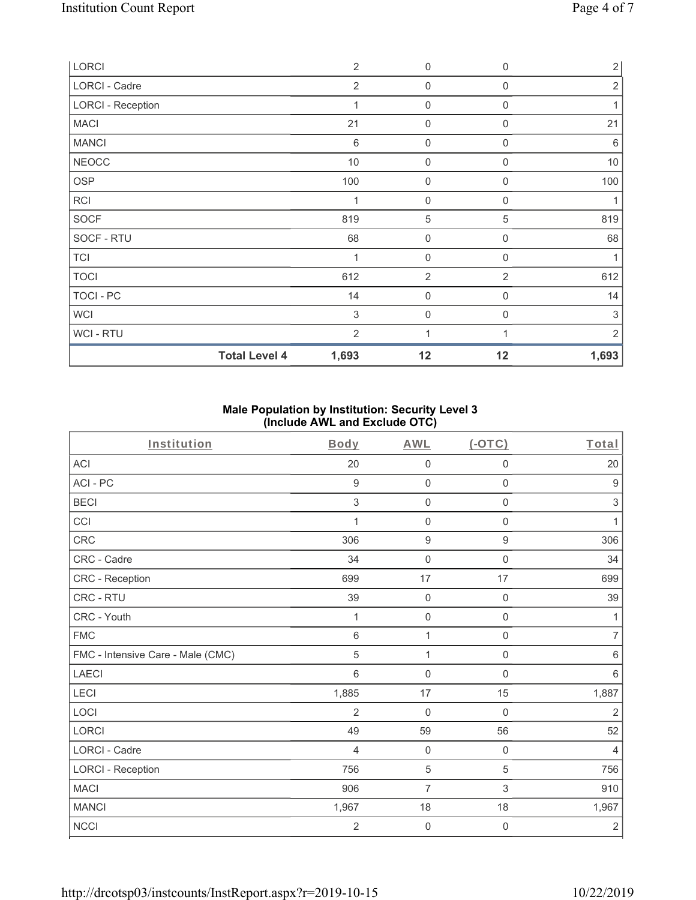| LORCI | 2 | 0 | 0 | 2 |
|---|---|---|---|---|
| LORCI - Cadre | 2 | 0 | 0 | 2 |
| LORCI - Reception | 1 | 0 | 0 | 1 |
| MACI | 21 | 0 | 0 | 21 |
| MANCI | 6 | 0 | 0 | 6 |
| NEOCC | 10 | 0 | 0 | 10 |
| OSP | 100 | 0 | 0 | 100 |
| RCI | 1 | 0 | 0 | 1 |
| SOCF | 819 | 5 | 5 | 819 |
| SOCF - RTU | 68 | 0 | 0 | 68 |
| TCI | 1 | 0 | 0 | 1 |
| TOCI | 612 | 2 | 2 | 612 |
| TOCI - PC | 14 | 0 | 0 | 14 |
| WCI | 3 | 0 | 0 | 3 |
| WCI - RTU | 2 | 1 | 1 | 2 |
| **Total Level 4** | **1,693** | **12** | **12** | **1,693** |

## Male Population by Institution: Security Level 3 (Include AWL and Exclude OTC)

| Institution | Body | AWL | (-OTC) | Total |
|---|---|---|---|---|
| ACI | 20 | 0 | 0 | 20 |
| ACI - PC | 9 | 0 | 0 | 9 |
| BECI | 3 | 0 | 0 | 3 |
| CCI | 1 | 0 | 0 | 1 |
| CRC | 306 | 9 | 9 | 306 |
| CRC - Cadre | 34 | 0 | 0 | 34 |
| CRC - Reception | 699 | 17 | 17 | 699 |
| CRC - RTU | 39 | 0 | 0 | 39 |
| CRC - Youth | 1 | 0 | 0 | 1 |
| FMC | 6 | 1 | 0 | 7 |
| FMC - Intensive Care - Male (CMC) | 5 | 1 | 0 | 6 |
| LAECI | 6 | 0 | 0 | 6 |
| LECI | 1,885 | 17 | 15 | 1,887 |
| LOCI | 2 | 0 | 0 | 2 |
| LORCI | 49 | 59 | 56 | 52 |
| LORCI - Cadre | 4 | 0 | 0 | 4 |
| LORCI - Reception | 756 | 5 | 5 | 756 |
| MACI | 906 | 7 | 3 | 910 |
| MANCI | 1,967 | 18 | 18 | 1,967 |
| NCCI | 2 | 0 | 0 | 2 |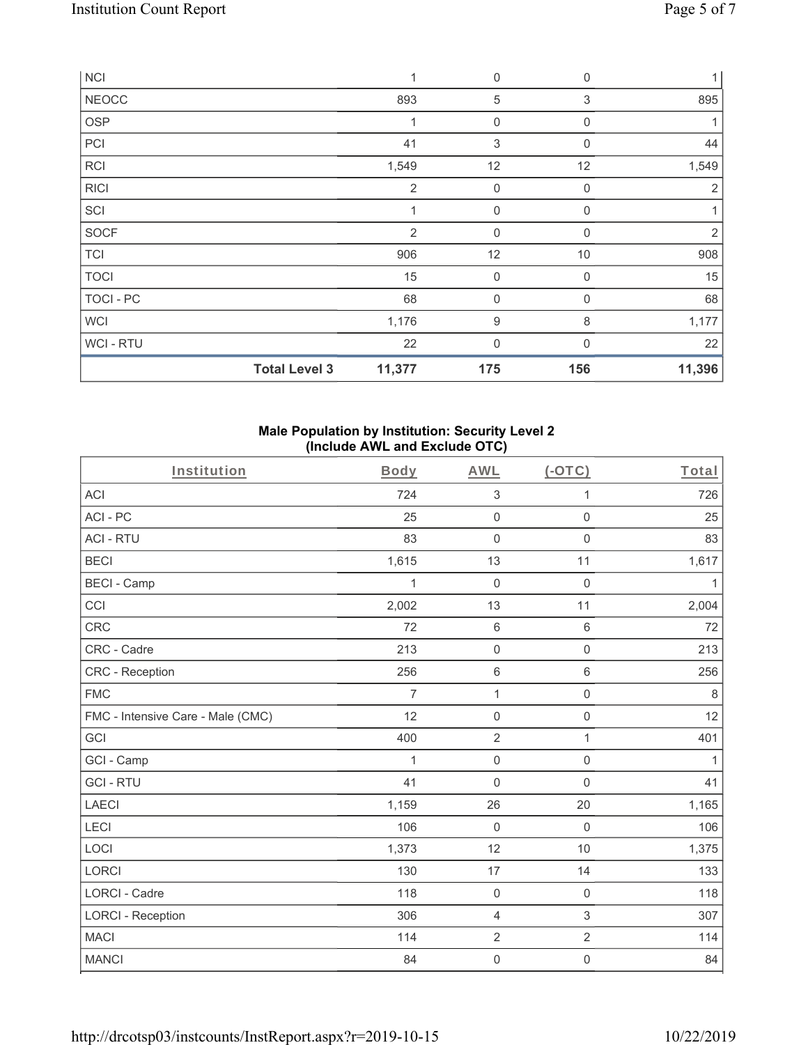| NCI | | 1 | 0 | 0 | 1 |
|---|---|---|---|---|---|
| NEOCC | | 893 | 5 | 3 | 895 |
| OSP | | 1 | 0 | 0 | 1 |
| PCI | | 41 | 3 | 0 | 44 |
| RCI | | 1,549 | 12 | 12 | 1,549 |
| RICI | | 2 | 0 | 0 | 2 |
| SCI | | 1 | 0 | 0 | 1 |
| SOCF | | 2 | 0 | 0 | 2 |
| TCI | | 906 | 12 | 10 | 908 |
| TOCI | | 15 | 0 | 0 | 15 |
| TOCI - PC | | 68 | 0 | 0 | 68 |
| WCI | | 1,176 | 9 | 8 | 1,177 |
| WCI - RTU | | 22 | 0 | 0 | 22 |
| | **Total Level 3** | **11,377** | **175** | **156** | **11,396** |

### Male Population by Institution: Security Level 2 (Include AWL and Exclude OTC)

| Institution | Body | AWL | (-OTC) | Total |
|---|---|---|---|---|
| ACI | 724 | 3 | 1 | 726 |
| ACI - PC | 25 | 0 | 0 | 25 |
| ACI - RTU | 83 | 0 | 0 | 83 |
| BECI | 1,615 | 13 | 11 | 1,617 |
| BECI - Camp | 1 | 0 | 0 | 1 |
| CCI | 2,002 | 13 | 11 | 2,004 |
| CRC | 72 | 6 | 6 | 72 |
| CRC - Cadre | 213 | 0 | 0 | 213 |
| CRC - Reception | 256 | 6 | 6 | 256 |
| FMC | 7 | 1 | 0 | 8 |
| FMC - Intensive Care - Male (CMC) | 12 | 0 | 0 | 12 |
| GCI | 400 | 2 | 1 | 401 |
| GCI - Camp | 1 | 0 | 0 | 1 |
| GCI - RTU | 41 | 0 | 0 | 41 |
| LAECI | 1,159 | 26 | 20 | 1,165 |
| LECI | 106 | 0 | 0 | 106 |
| LOCI | 1,373 | 12 | 10 | 1,375 |
| LORCI | 130 | 17 | 14 | 133 |
| LORCI - Cadre | 118 | 0 | 0 | 118 |
| LORCI - Reception | 306 | 4 | 3 | 307 |
| MACI | 114 | 2 | 2 | 114 |
| MANCI | 84 | 0 | 0 | 84 |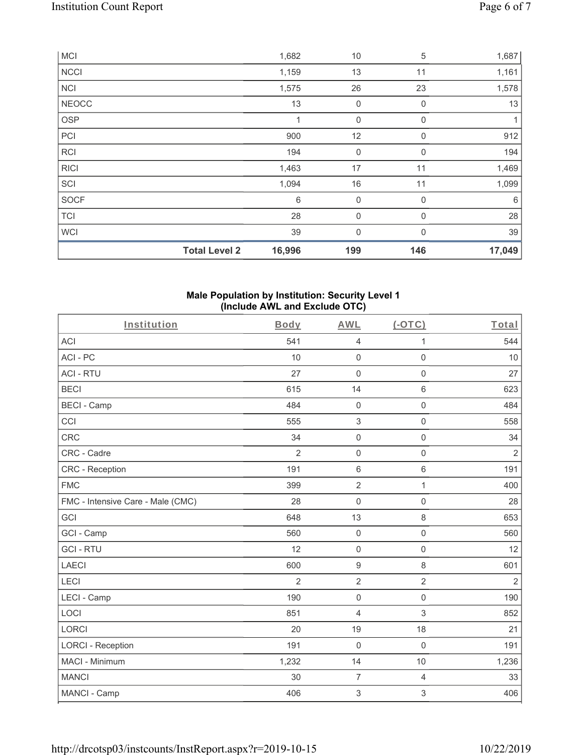| MCI | | 1,682 | 10 | 5 | 1,687 |
|---|---|---|---|---|---|
| NCCI | | 1,159 | 13 | 11 | 1,161 |
| NCI | | 1,575 | 26 | 23 | 1,578 |
| NEOCC | | 13 | 0 | 0 | 13 |
| OSP | | 1 | 0 | 0 | 1 |
| PCI | | 900 | 12 | 0 | 912 |
| RCI | | 194 | 0 | 0 | 194 |
| RICI | | 1,463 | 17 | 11 | 1,469 |
| SCI | | 1,094 | 16 | 11 | 1,099 |
| SOCF | | 6 | 0 | 0 | 6 |
| TCI | | 28 | 0 | 0 | 28 |
| WCI | | 39 | 0 | 0 | 39 |
| | **Total Level 2** | **16,996** | **199** | **146** | **17,049** |

**Male Population by Institution: Security Level 1 (Include AWL and Exclude OTC)**

| Institution | Body | AWL | (-OTC) | Total |
|---|---|---|---|---|
| ACI | 541 | 4 | 1 | 544 |
| ACI - PC | 10 | 0 | 0 | 10 |
| ACI - RTU | 27 | 0 | 0 | 27 |
| BECI | 615 | 14 | 6 | 623 |
| BECI - Camp | 484 | 0 | 0 | 484 |
| CCI | 555 | 3 | 0 | 558 |
| CRC | 34 | 0 | 0 | 34 |
| CRC - Cadre | 2 | 0 | 0 | 2 |
| CRC - Reception | 191 | 6 | 6 | 191 |
| FMC | 399 | 2 | 1 | 400 |
| FMC - Intensive Care - Male (CMC) | 28 | 0 | 0 | 28 |
| GCI | 648 | 13 | 8 | 653 |
| GCI - Camp | 560 | 0 | 0 | 560 |
| GCI - RTU | 12 | 0 | 0 | 12 |
| LAECI | 600 | 9 | 8 | 601 |
| LECI | 2 | 2 | 2 | 2 |
| LECI - Camp | 190 | 0 | 0 | 190 |
| LOCI | 851 | 4 | 3 | 852 |
| LORCI | 20 | 19 | 18 | 21 |
| LORCI - Reception | 191 | 0 | 0 | 191 |
| MACI - Minimum | 1,232 | 14 | 10 | 1,236 |
| MANCI | 30 | 7 | 4 | 33 |
| MANCI - Camp | 406 | 3 | 3 | 406 |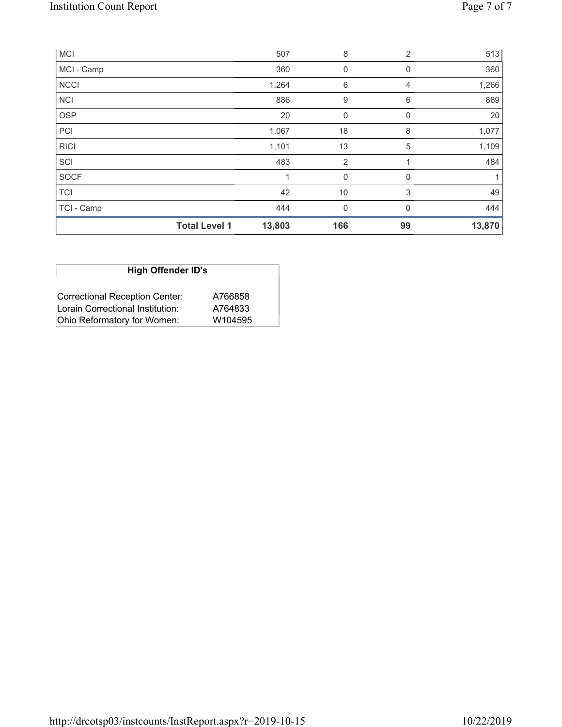| | | | | |
|---|---|---|---|---|
| MCI | 507 | 8 | 2 | 513 |
| MCI - Camp | 360 | 0 | 0 | 360 |
| NCCI | 1,264 | 6 | 4 | 1,266 |
| NCI | 886 | 9 | 6 | 889 |
| OSP | 20 | 0 | 0 | 20 |
| PCI | 1,067 | 18 | 8 | 1,077 |
| RICI | 1,101 | 13 | 5 | 1,109 |
| SCI | 483 | 2 | 1 | 484 |
| SOCF | 1 | 0 | 0 | 1 |
| TCI | 42 | 10 | 3 | 49 |
| TCI - Camp | 444 | 0 | 0 | 444 |
| **Total Level 1** | **13,803** | **166** | **99** | **13,870** |

| High Offender ID's | |
|---|---|
| Correctional Reception Center: | A766858 |
| Lorain Correctional Institution: | A764833 |
| Ohio Reformatory for Women: | W104595 |